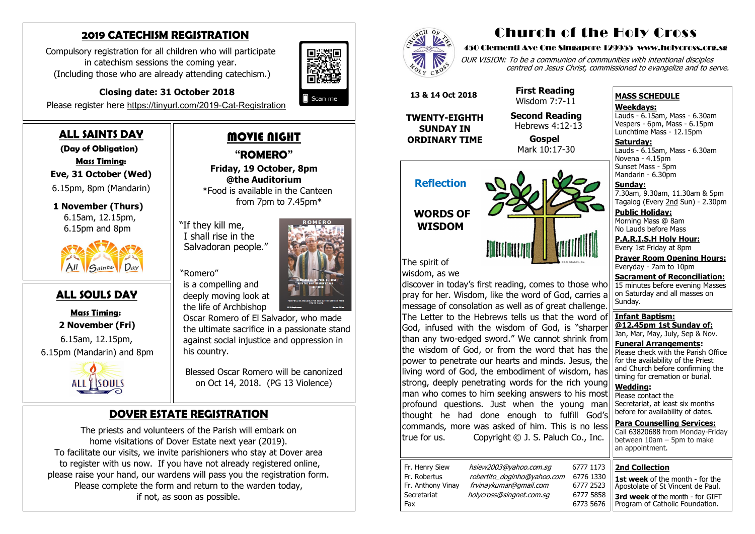## 2019 CATECHISM REGISTRATION

Compulsory registration for all children who will participate in catechism sessions the coming year. (Including those who are already attending catechism.)

**Closing date: 31 October 2018**

Please register here https://tinyurl.com/2019-Cat-Registration

Scan me

## ALL SAINTS DAY

**(Day of Obligation)**

**Mass Timing:**

**Eve, 31 October (Wed)**

6.15pm, 8pm (Mandarin)

**1 November (Thurs)**

6.15am, 12.15pm, 6.15pm and 8pm

## ALL SOULS DAY

**Mass Timing:**

**2 November (Fri)**

6.15am, 12.15pm, 6.15pm (Mandarin) and 8pm

## MOVIE NIGHT

**"ROMERO"**

**Friday, 19 October, 8pm @the Auditorium**

*Food is available in the Canteen from 7pm to 7.45pm*

"If they kill me, I shall rise in the Salvadoran people."

"Romero" is a compelling and deeply moving look at the life of Archbishop Oscar Romero of El Salvador, who made the ultimate sacrifice in a passionate stand against social injustice and oppression in his country.

Blessed Oscar Romero will be canonized on Oct 14, 2018. (PG 13 Violence)

## DOVER ESTATE REGISTRATION

The priests and volunteers of the Parish will embark on home visitations of Dover Estate next year (2019). To facilitate our visits, we invite parishioners who stay at Dover area to register with us now. If you have not already registered online, please raise your hand, our wardens will pass you the registration form. Please complete the form and return to the warden today, if not, as soon as possible.

# Church of the Holy Cross

**450 Clementi Ave One Singapore 129955 www.holycross.org.sg**

*OUR VISION: To be a communion of communities with intentional disciples centred on Jesus Christ, commissioned to evangelize and to serve.*

**13 & 14 Oct 2018**

**TWENTY-EIGHTH SUNDAY IN ORDINARY TIME**

**First Reading**
Wisdom 7:7-11

**Second Reading**
Hebrews 4:12-13

**Gospel**
Mark 10:17-30

### Reflection

**WORDS OF WISDOM**

The spirit of wisdom, as we discover in today's first reading, comes to those who pray for her. Wisdom, like the word of God, carries a message of consolation as well as of great challenge. The Letter to the Hebrews tells us that the word of God, infused with the wisdom of God, is "sharper than any two-edged sword." We cannot shrink from the wisdom of God, or from the word that has the power to penetrate our hearts and minds. Jesus, the living word of God, the embodiment of wisdom, has strong, deeply penetrating words for the rich young man who comes to him seeking answers to his most profound questions. Just when the young man thought he had done enough to fulfill God's commands, more was asked of him. This is no less true for us. Copyright © J. S. Paluch Co., Inc.

| | | |
|---|---|---|
| Fr. Henry Siew | hsiew2003@yahoo.com.sg | 6777 1173 |
| Fr. Robertus | robertito_doginho@yahoo.com | 6776 1330 |
| Fr. Anthony Vinay | frvinaykumar@gmail.com | 6777 2523 |
| Secretariat | holycross@singnet.com.sg | 6777 5858 |
| Fax | | 6773 5676 |

**MASS SCHEDULE**

**Weekdays:**
Lauds - 6.15am, Mass - 6.30am
Vespers - 6pm, Mass - 6.15pm
Lunchtime Mass - 12.15pm

**Saturday:**
Lauds - 6.15am, Mass - 6.30am
Novena - 4.15pm
Sunset Mass - 5pm
Mandarin - 6.30pm

**Sunday:**
7.30am, 9.30am, 11.30am & 5pm
Tagalog (Every 2nd Sun) - 2.30pm

**Public Holiday:**
Morning Mass @ 8am
No Lauds before Mass

**P.A.R.I.S.H Holy Hour:**
Every 1st Friday at 8pm

**Prayer Room Opening Hours:**
Everyday - 7am to 10pm

**Sacrament of Reconciliation:**
15 minutes before evening Masses on Saturday and all masses on Sunday.

**Infant Baptism:**
**@12.45pm 1st Sunday of:**
Jan, Mar, May, July, Sep & Nov.

**Funeral Arrangements:**
Please check with the Parish Office for the availability of the Priest and Church before confirming the timing for cremation or burial.

**Wedding:**
Please contact the Secretariat, at least six months before for availability of dates.

**Para Counselling Services:**
Call 63820688 from Monday-Friday between 10am – 5pm to make an appointment.

**2nd Collection**

**1st week** of the month - for the Apostolate of St Vincent de Paul.

**3rd week** of the month - for GIFT Program of Catholic Foundation.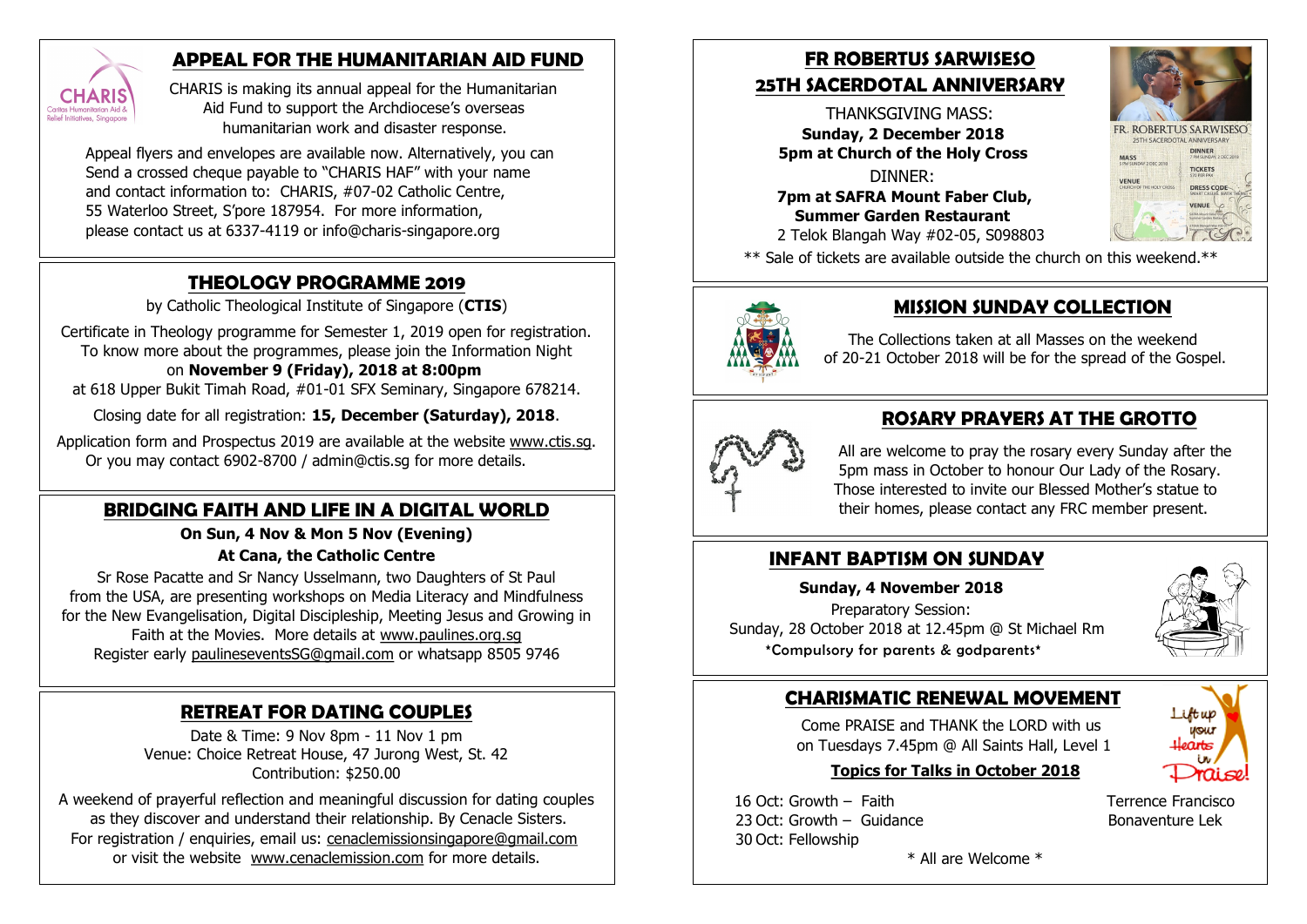## APPEAL FOR THE HUMANITARIAN AID FUND

CHARIS is making its annual appeal for the Humanitarian Aid Fund to support the Archdiocese's overseas humanitarian work and disaster response.

Appeal flyers and envelopes are available now. Alternatively, you can Send a crossed cheque payable to "CHARIS HAF" with your name and contact information to: CHARIS, #07-02 Catholic Centre, 55 Waterloo Street, S'pore 187954. For more information, please contact us at 6337-4119 or info@charis-singapore.org

## THEOLOGY PROGRAMME 2019

by Catholic Theological Institute of Singapore (**CTIS**)

Certificate in Theology programme for Semester 1, 2019 open for registration. To know more about the programmes, please join the Information Night on **November 9 (Friday), 2018 at 8:00pm** at 618 Upper Bukit Timah Road, #01-01 SFX Seminary, Singapore 678214.

Closing date for all registration: **15, December (Saturday), 2018**.

Application form and Prospectus 2019 are available at the website www.ctis.sg. Or you may contact 6902-8700 / admin@ctis.sg for more details.

## BRIDGING FAITH AND LIFE IN A DIGITAL WORLD

**On Sun, 4 Nov & Mon 5 Nov (Evening)**
**At Cana, the Catholic Centre**

Sr Rose Pacatte and Sr Nancy Usselmann, two Daughters of St Paul from the USA, are presenting workshops on Media Literacy and Mindfulness for the New Evangelisation, Digital Discipleship, Meeting Jesus and Growing in Faith at the Movies. More details at www.paulines.org.sg
Register early paulineseventsSG@gmail.com or whatsapp 8505 9746

## RETREAT FOR DATING COUPLES

Date & Time: 9 Nov 8pm - 11 Nov 1 pm
Venue: Choice Retreat House, 47 Jurong West, St. 42
Contribution: $250.00

A weekend of prayerful reflection and meaningful discussion for dating couples as they discover and understand their relationship. By Cenacle Sisters. For registration / enquiries, email us: cenaclemissionsingapore@gmail.com or visit the website www.cenaclemission.com for more details.

## FR ROBERTUS SARWISESO 25TH SACERDOTAL ANNIVERSARY

THANKSGIVING MASS:
**Sunday, 2 December 2018**
**5pm at Church of the Holy Cross**

DINNER:
**7pm at SAFRA Mount Faber Club, Summer Garden Restaurant**
2 Telok Blangah Way #02-05, S098803

** Sale of tickets are available outside the church on this weekend.**

## MISSION SUNDAY COLLECTION

The Collections taken at all Masses on the weekend of 20-21 October 2018 will be for the spread of the Gospel.

## ROSARY PRAYERS AT THE GROTTO

All are welcome to pray the rosary every Sunday after the 5pm mass in October to honour Our Lady of the Rosary. Those interested to invite our Blessed Mother's statue to their homes, please contact any FRC member present.

## INFANT BAPTISM ON SUNDAY

**Sunday, 4 November 2018**
Preparatory Session:
Sunday, 28 October 2018 at 12.45pm @ St Michael Rm
*Compulsory for parents & godparents*

## CHARISMATIC RENEWAL MOVEMENT

Come PRAISE and THANK the LORD with us on Tuesdays 7.45pm @ All Saints Hall, Level 1

**Topics for Talks in October 2018**

| | |
|---|---|
| 16 Oct: Growth – Faith | Terrence Francisco |
| 23 Oct: Growth – Guidance | Bonaventure Lek |
| 30 Oct: Fellowship | |

* All are Welcome *